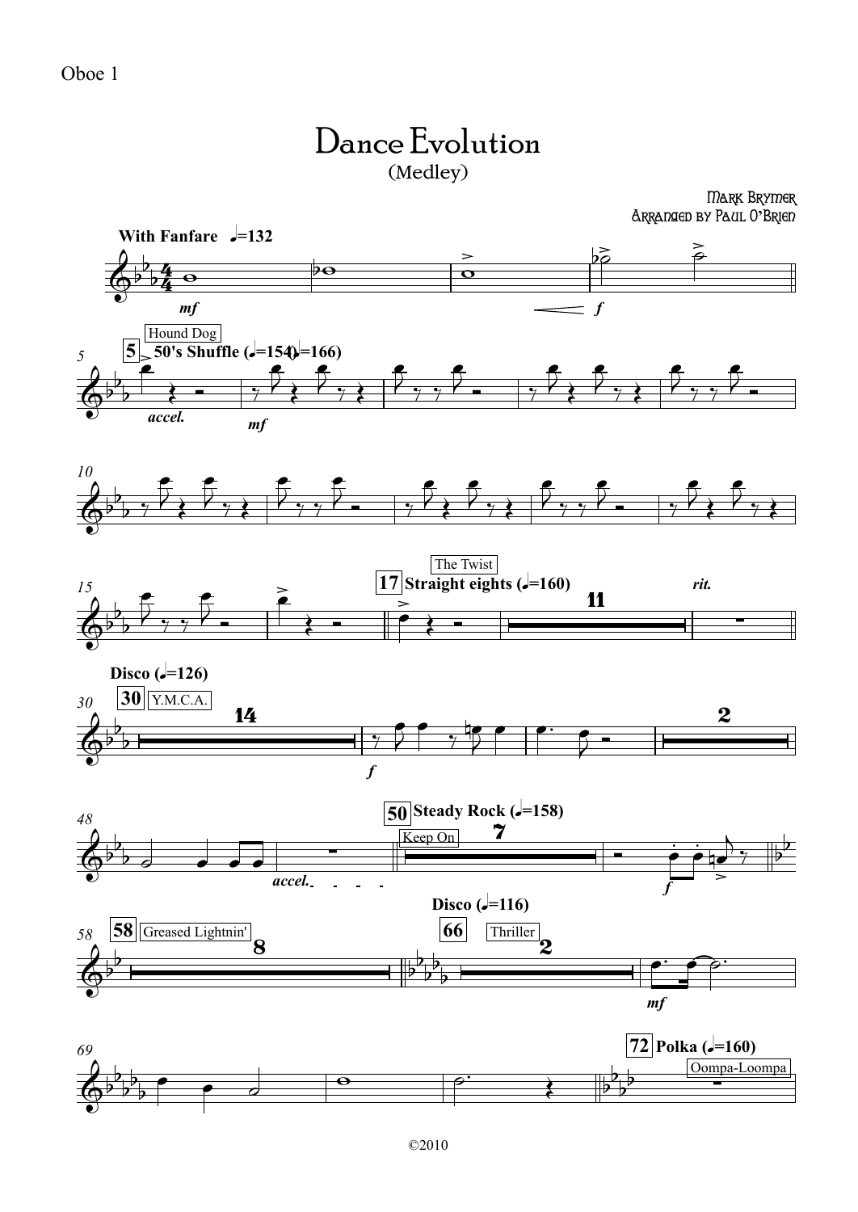Oboe 1

# Dance Evolution

(Medley)

Mark Brymer
Arranged by Paul O'Brien

**With Fanfare** ♩=132

*mf* *f*

**5** Hound Dog **50's Shuffle** (♩=154 ♩=166)

*accel.* *mf*

**17** The Twist **Straight eights** (♩=160) 11 *rit.*

**Disco** (♩=126)

**30** Y.M.C.A. 14 *f* 2

*accel.*

**50** Keep On **Steady Rock** (♩=158) 7 *f*

**58** Greased Lightnin' 8

**Disco** (♩=116)

**66** Thriller 2 *mf*

**72** **Polka** (♩=160) Oompa-Loompa

©2010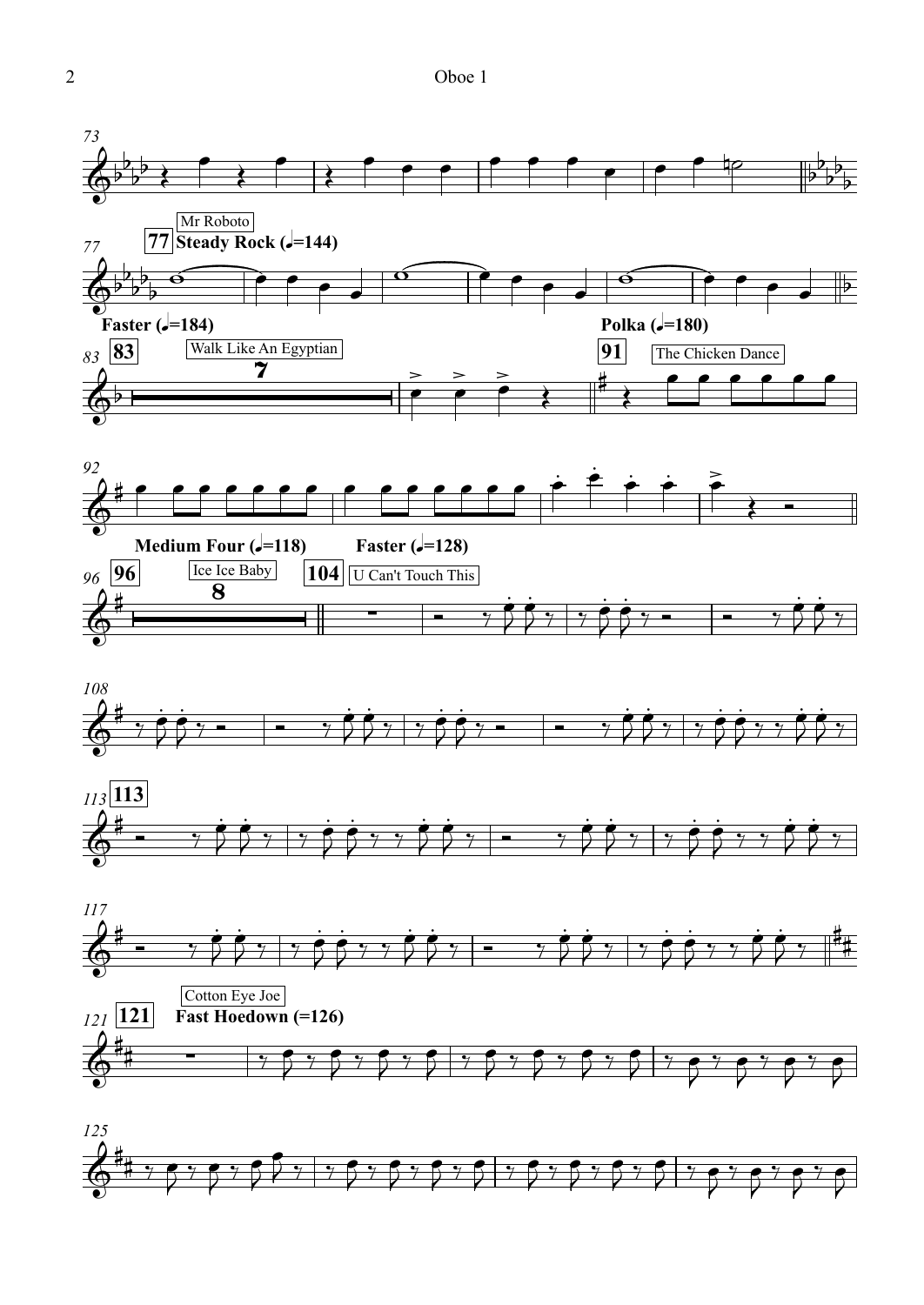Oboe 1

Mr Roboto

**77** **Steady Rock (♩=144)**

**Faster (♩=184)**

**83** Walk Like An Egyptian

**Polka (♩=180)**

**91** The Chicken Dance

**Medium Four (♩=118)**

**96** Ice Ice Baby

**Faster (♩=128)**

**104** U Can't Touch This

**113**

Cotton Eye Joe

**121** **Fast Hoedown (=126)**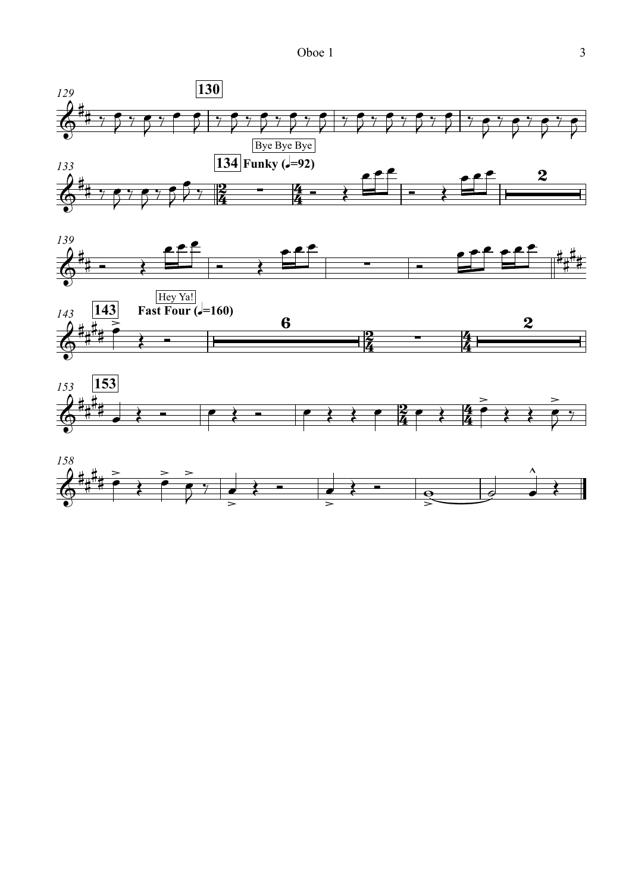Bye Bye Bye

134 Funky (♩=92)

Hey Ya!

143 Fast Four (♩=160)